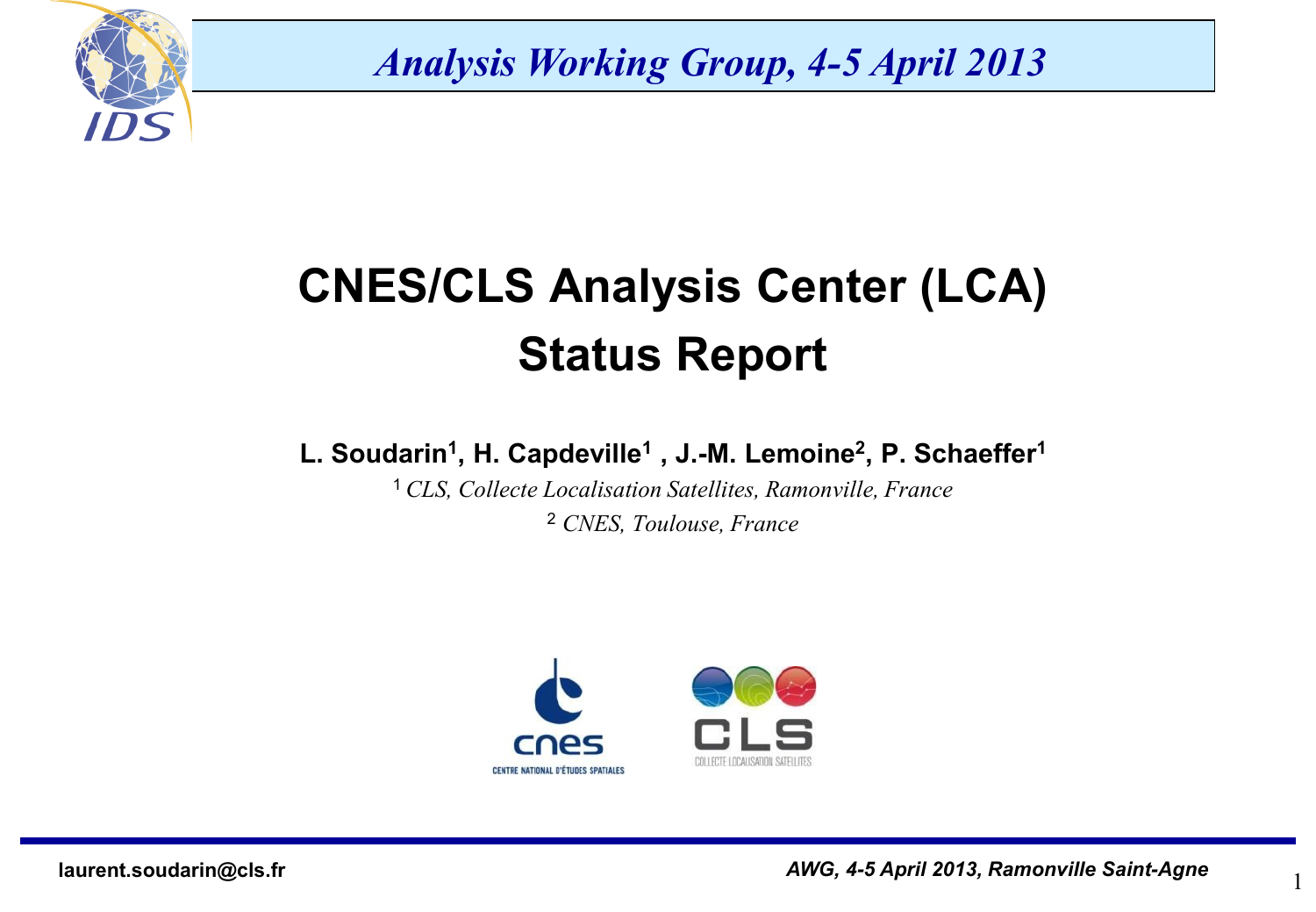# CNES/CLS Analysis Center (LCA) Status Report

**L. Soudarin[1], H. Capdeville[1] , J.-M. Lemoine[2], P. Schaeffer[1]**

[1] *CLS, Collecte Localisation Satellites, Ramonville, France*

[2] *CNES, Toulouse, France*

laurent.soudarin@cls.fr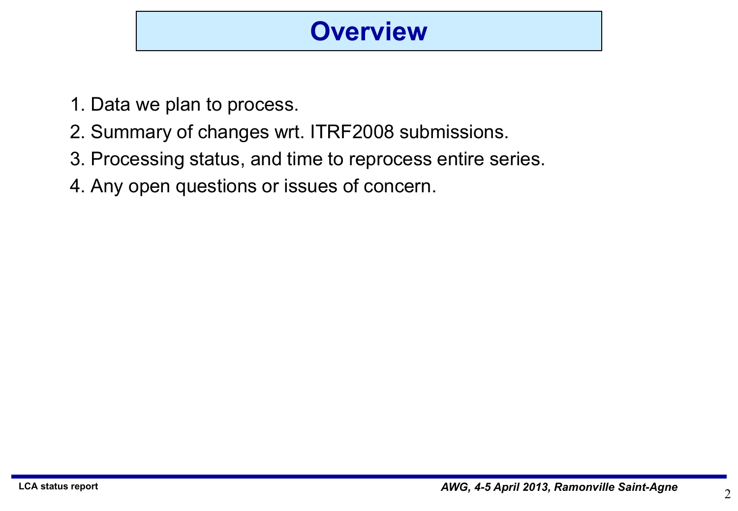# Overview

1. Data we plan to process.
2. Summary of changes wrt. ITRF2008 submissions.
3. Processing status, and time to reprocess entire series.
4. Any open questions or issues of concern.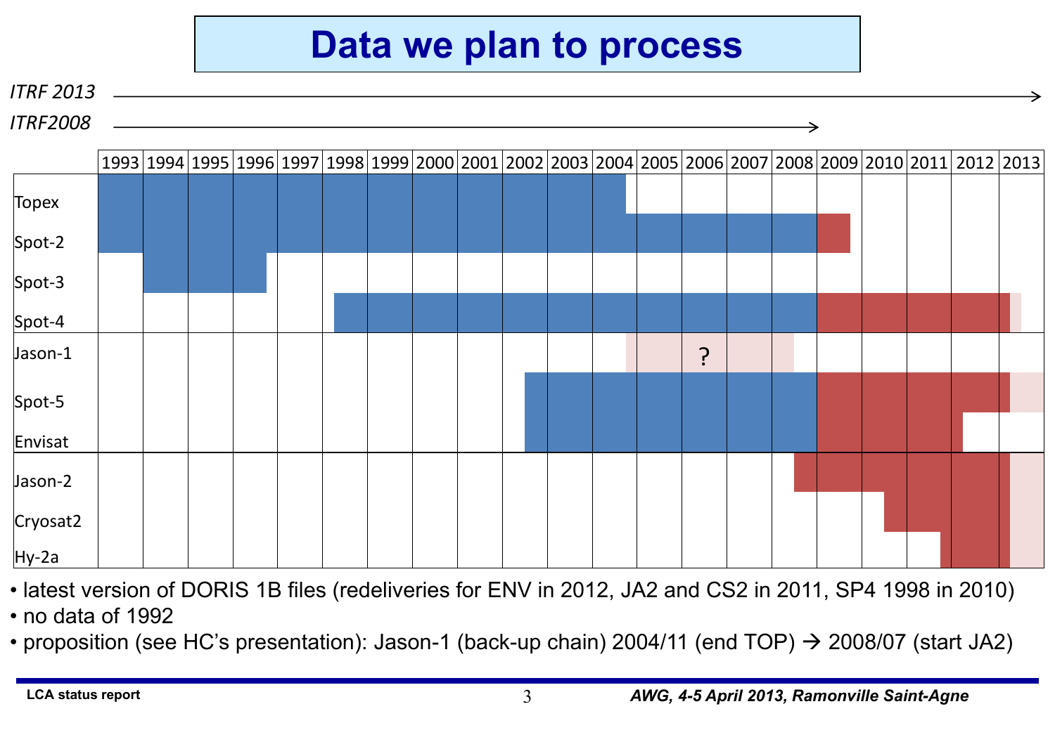# Data we plan to process

*ITRF 2013* → (1993–2013)

*ITRF2008* → (1993–2008)

| | 1993 | 1994 | 1995 | 1996 | 1997 | 1998 | 1999 | 2000 | 2001 | 2002 | 2003 | 2004 | 2005 | 2006 | 2007 | 2008 | 2009 | 2010 | 2011 | 2012 | 2013 |
|---|---|---|---|---|---|---|---|---|---|---|---|---|---|---|---|---|---|---|---|---|---|
| Topex | | | | | | | | | | | | | | | | | | | | | |
| Spot-2 | | | | | | | | | | | | | | | | | | | | | |
| Spot-3 | | | | | | | | | | | | | | | | | | | | | |
| Spot-4 | | | | | | | | | | | | | | | | | | | | | |
| Jason-1 | | | | | | | | | | | | | | ? | | | | | | | |
| Spot-5 | | | | | | | | | | | | | | | | | | | | | |
| Envisat | | | | | | | | | | | | | | | | | | | | | |
| Jason-2 | | | | | | | | | | | | | | | | | | | | | |
| Cryosat2 | | | | | | | | | | | | | | | | | | | | | |
| Hy-2a | | | | | | | | | | | | | | | | | | | | | |

- latest version of DORIS 1B files (redeliveries for ENV in 2012, JA2 and CS2 in 2011, SP4 1998 in 2010)
- no data of 1992
- proposition (see HC's presentation): Jason-1 (back-up chain) 2004/11 (end TOP) → 2008/07 (start JA2)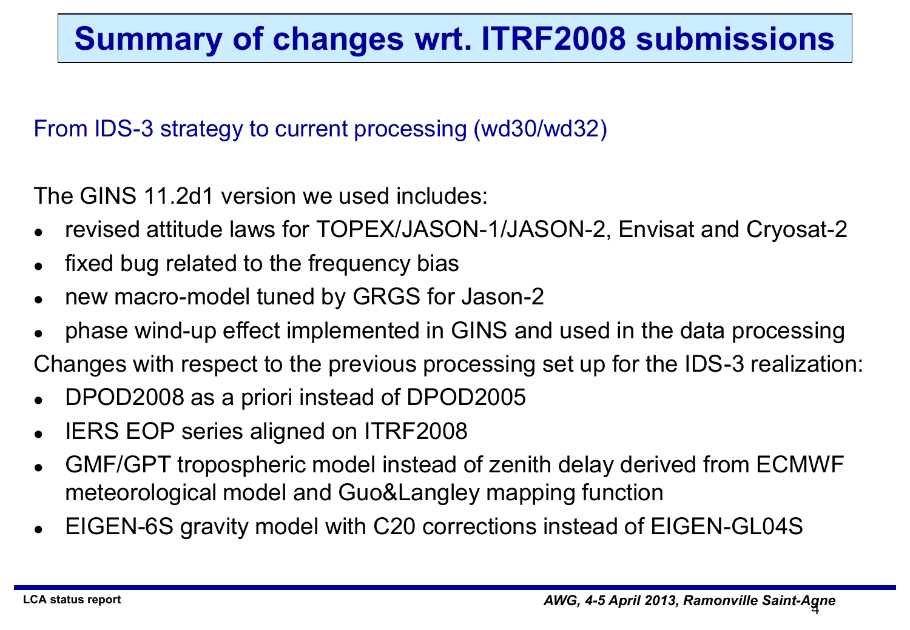# Summary of changes wrt. ITRF2008 submissions

From IDS-3 strategy to current processing (wd30/wd32)

The GINS 11.2d1 version we used includes:

- revised attitude laws for TOPEX/JASON-1/JASON-2, Envisat and Cryosat-2
- fixed bug related to the frequency bias
- new macro-model tuned by GRGS for Jason-2
- phase wind-up effect implemented in GINS and used in the data processing

Changes with respect to the previous processing set up for the IDS-3 realization:

- DPOD2008 as a priori instead of DPOD2005
- IERS EOP series aligned on ITRF2008
- GMF/GPT tropospheric model instead of zenith delay derived from ECMWF meteorological model and Guo&Langley mapping function
- EIGEN-6S gravity model with C20 corrections instead of EIGEN-GL04S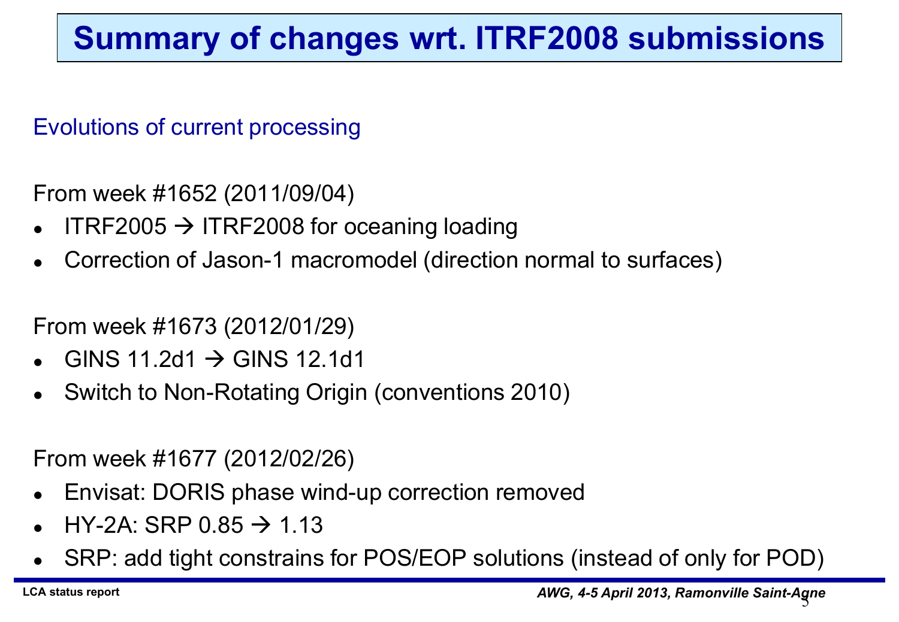# Summary of changes wrt. ITRF2008 submissions

## Evolutions of current processing

From week #1652 (2011/09/04)

- ITRF2005 → ITRF2008 for oceaning loading
- Correction of Jason-1 macromodel (direction normal to surfaces)

From week #1673 (2012/01/29)

- GINS 11.2d1 → GINS 12.1d1
- Switch to Non-Rotating Origin (conventions 2010)

From week #1677 (2012/02/26)

- Envisat: DORIS phase wind-up correction removed
- HY-2A: SRP 0.85 → 1.13
- SRP: add tight constrains for POS/EOP solutions (instead of only for POD)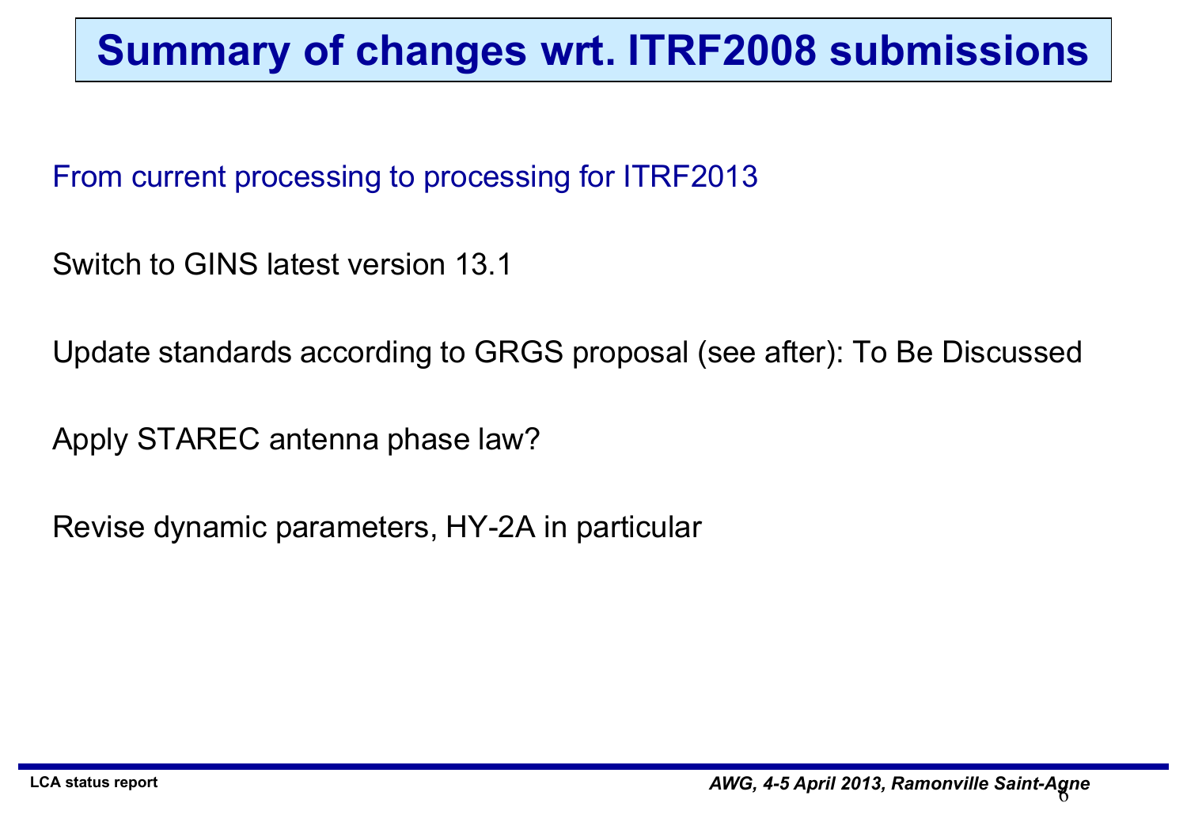# Summary of changes wrt. ITRF2008 submissions

From current processing to processing for ITRF2013

Switch to GINS latest version 13.1

Update standards according to GRGS proposal (see after): To Be Discussed

Apply STAREC antenna phase law?

Revise dynamic parameters, HY-2A in particular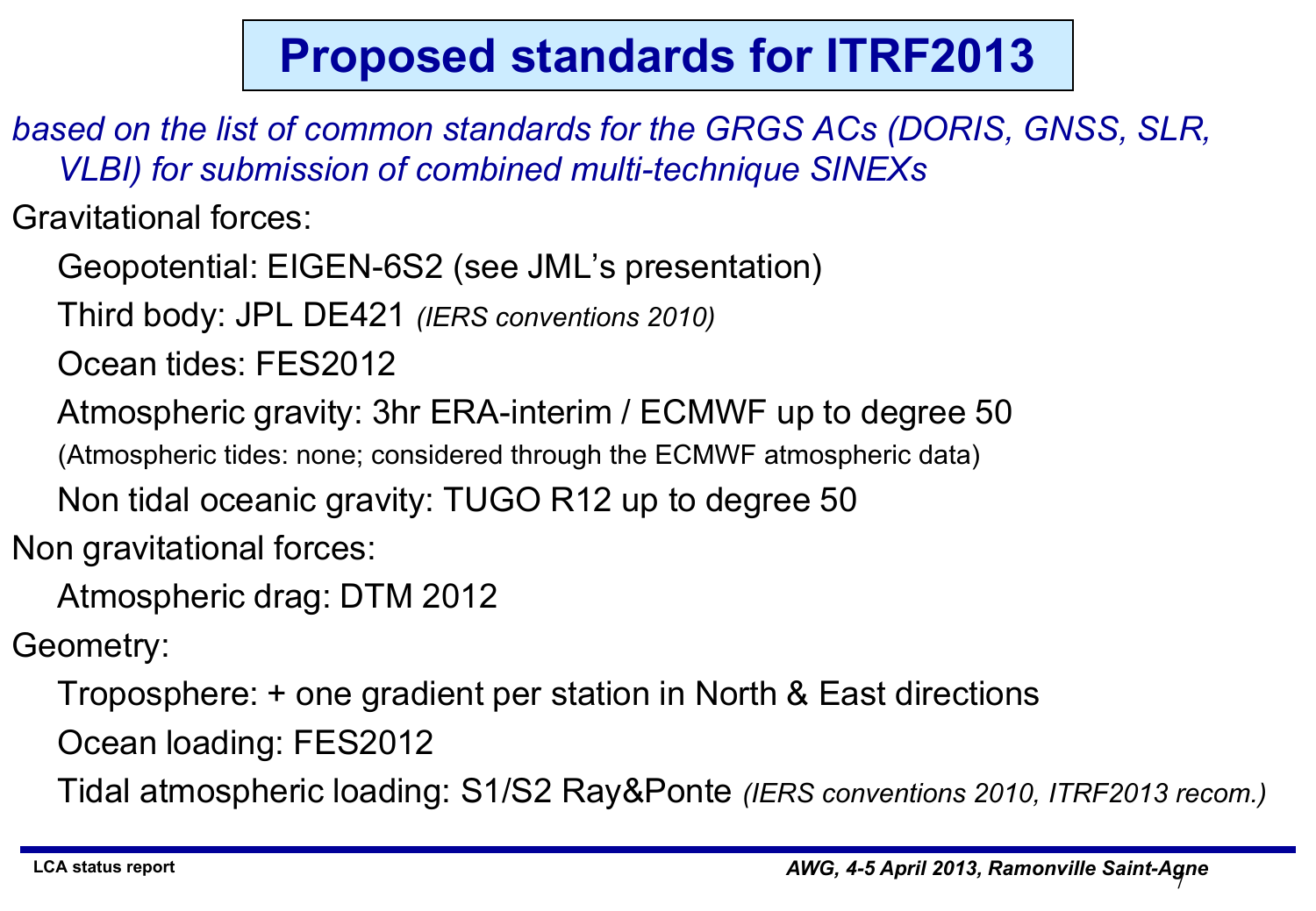# Proposed standards for ITRF2013

*based on the list of common standards for the GRGS ACs (DORIS, GNSS, SLR, VLBI) for submission of combined multi-technique SINEXs*

Gravitational forces:

- Geopotential: EIGEN-6S2 (see JML's presentation)
- Third body: JPL DE421 *(IERS conventions 2010)*
- Ocean tides: FES2012
- Atmospheric gravity: 3hr ERA-interim / ECMWF up to degree 50
  (Atmospheric tides: none; considered through the ECMWF atmospheric data)
- Non tidal oceanic gravity: TUGO R12 up to degree 50

Non gravitational forces:

- Atmospheric drag: DTM 2012

Geometry:

- Troposphere: + one gradient per station in North & East directions
- Ocean loading: FES2012
- Tidal atmospheric loading: S1/S2 Ray&Ponte *(IERS conventions 2010, ITRF2013 recom.)*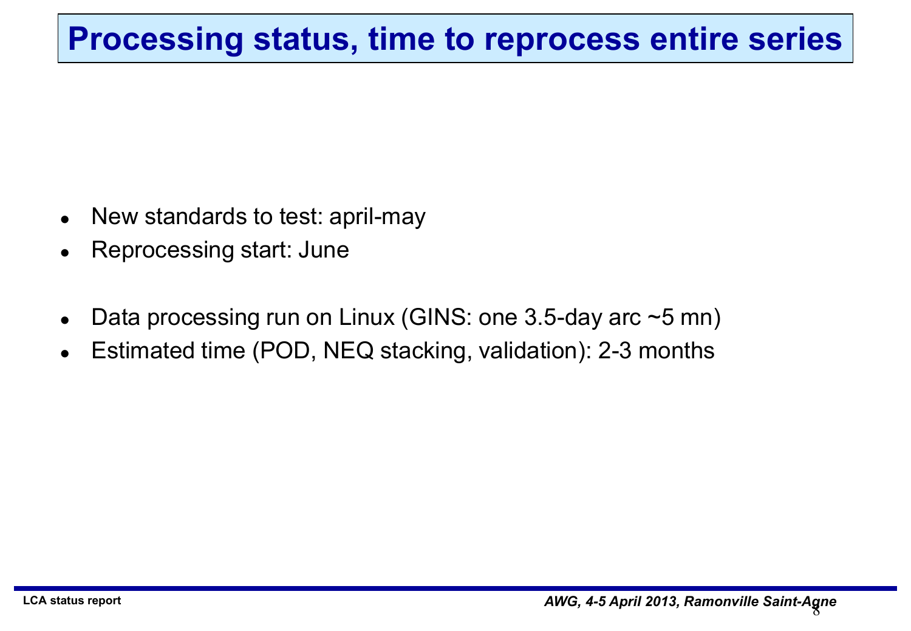# Processing status, time to reprocess entire series

- New standards to test: april-may
- Reprocessing start: June

- Data processing run on Linux (GINS: one 3.5-day arc ~5 mn)
- Estimated time (POD, NEQ stacking, validation): 2-3 months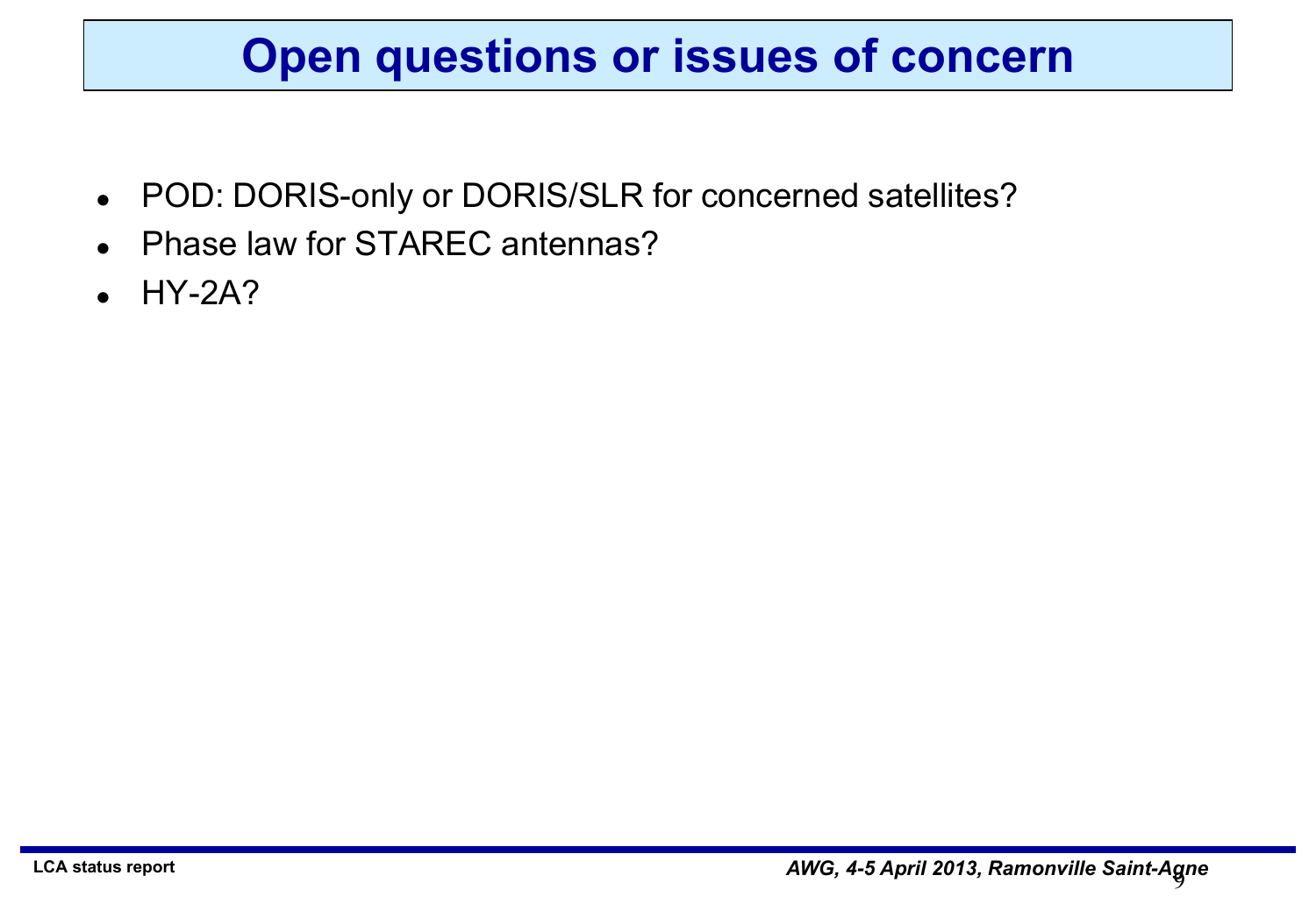# Open questions or issues of concern

- POD: DORIS-only or DORIS/SLR for concerned satellites?
- Phase law for STAREC antennas?
- HY-2A?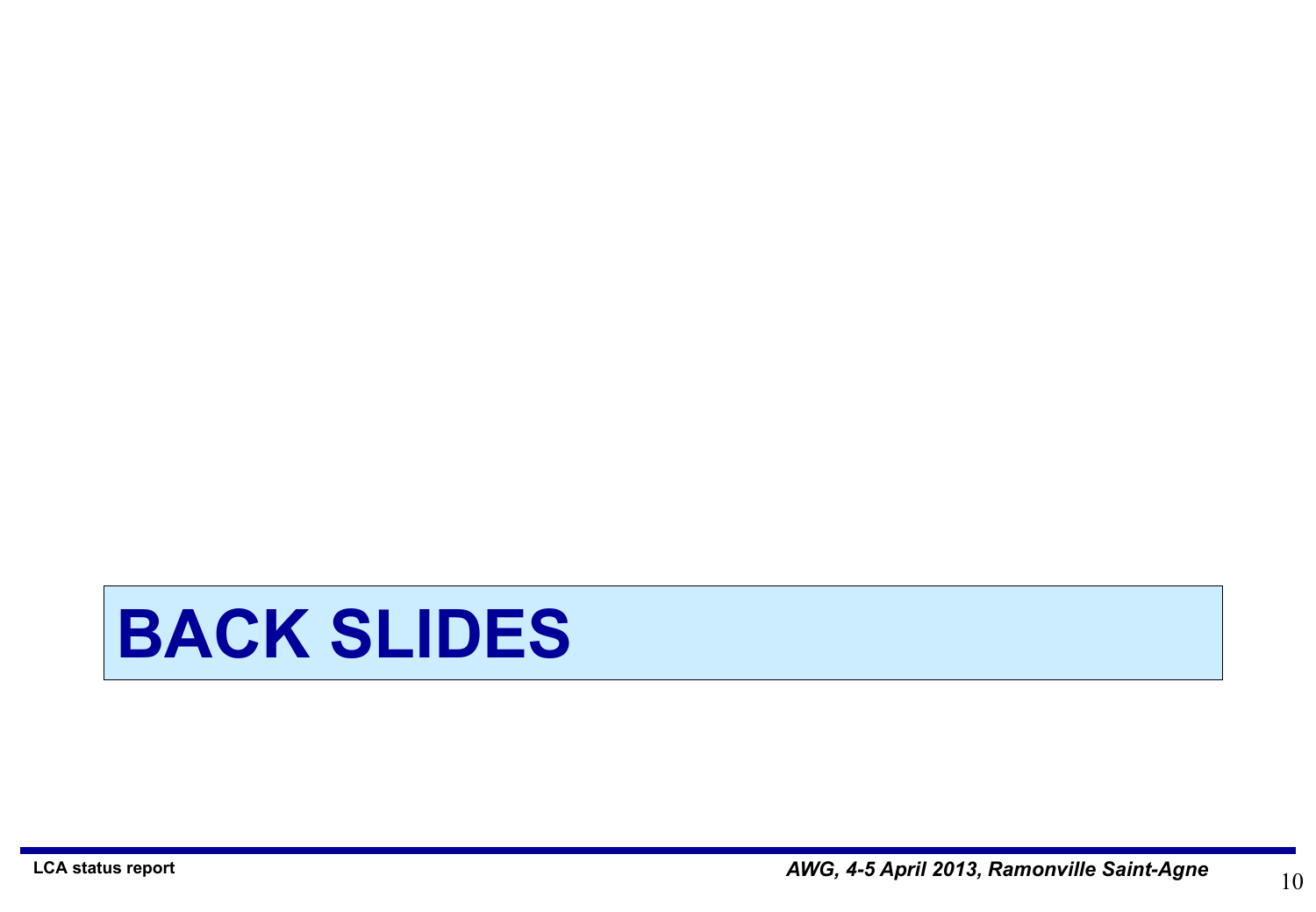# BACK SLIDES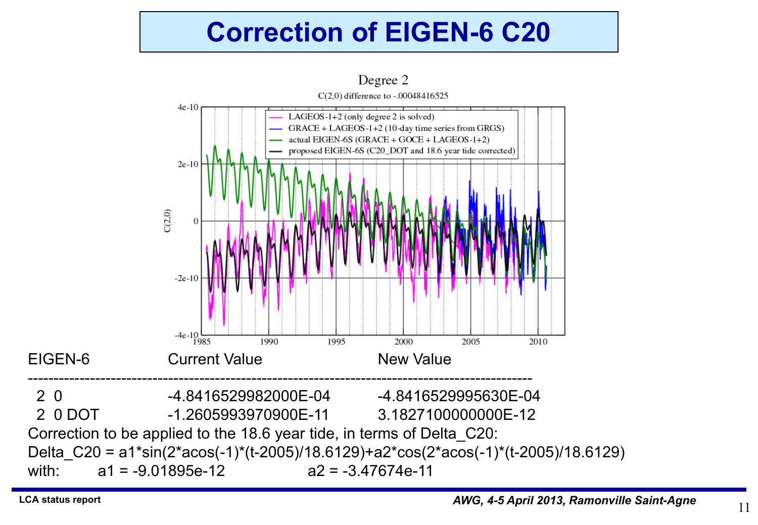# Correction of EIGEN-6 C20

Degree 2

C(2,0) difference to -.00048416525

LAGEOS-1+2 (only degree 2 is solved)
GRACE + LAGEOS-1+2 (10-day time series from GRGS)
actual EIGEN-6S (GRACE + GOCE + LAGEOS-1+2)
proposed EIGEN-6S (C20_DOT and 18.6 year tide corrected)

C(2,0)

4e-10
2e-10
0
-2e-10
-4e-10

1985
1990
1995
2000
2005
2010

| EIGEN-6 | Current Value | New Value |
|---|---|---|
| 2 0 | -4.8416529982000E-04 | -4.8416529995630E-04 |
| 2 0 DOT | -1.2605993970900E-11 | 3.1827100000000E-12 |

Correction to be applied to the 18.6 year tide, in terms of Delta_C20:

Delta_C20 = a1*sin(2*acos(-1)*(t-2005)/18.6129)+a2*cos(2*acos(-1)*(t-2005)/18.6129)

with: a1 = -9.01895e-12 a2 = -3.47674e-11